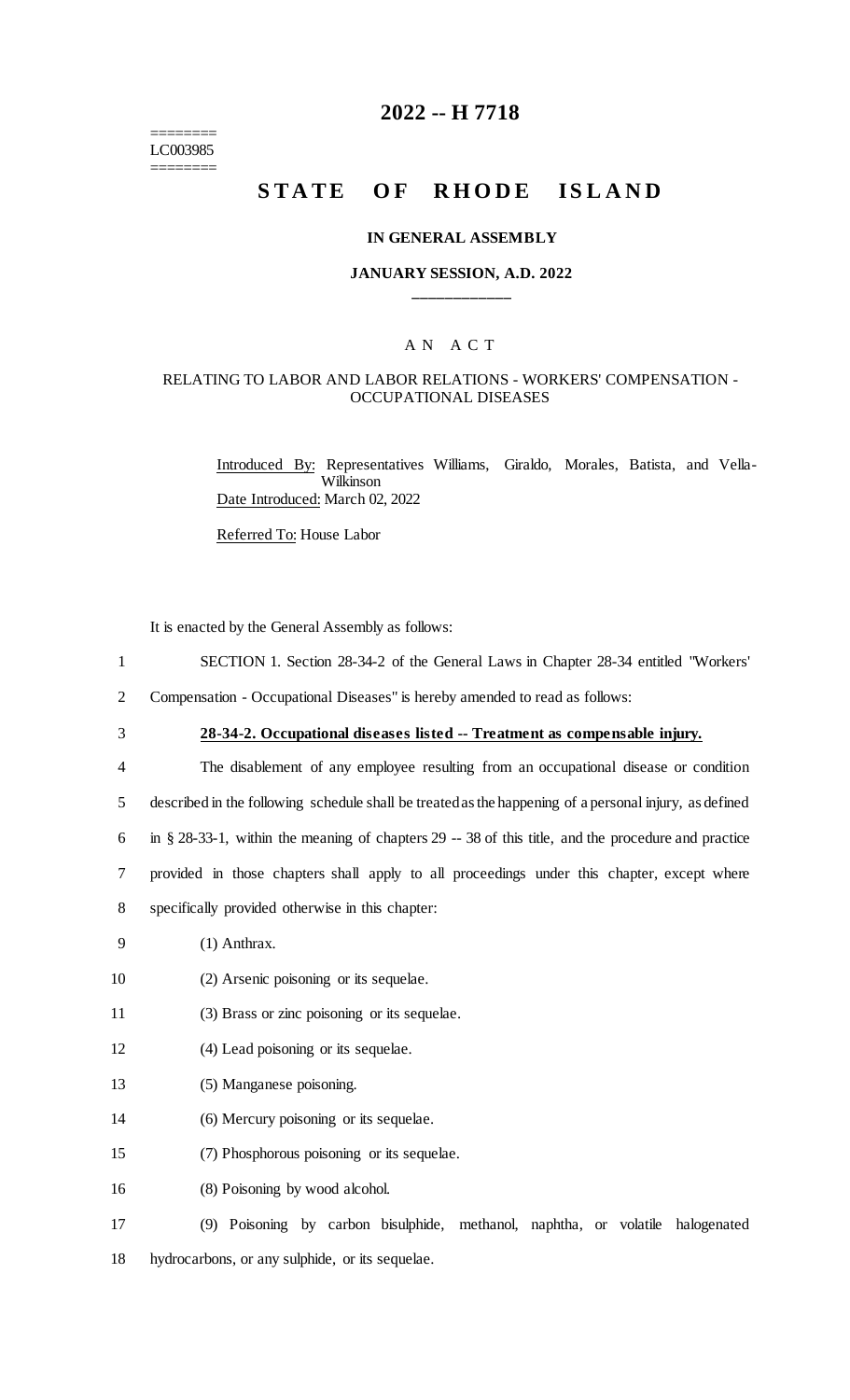========
LC003985
========

# 2022 -- H 7718

# STATE OF RHODE ISLAND

**IN GENERAL ASSEMBLY**

**JANUARY SESSION, A.D. 2022**

____________

A N A C T

RELATING TO LABOR AND LABOR RELATIONS - WORKERS' COMPENSATION - OCCUPATIONAL DISEASES

Introduced By: Representatives Williams, Giraldo, Morales, Batista, and Vella-Wilkinson

Date Introduced: March 02, 2022

Referred To: House Labor

It is enacted by the General Assembly as follows:

1 SECTION 1. Section 28-34-2 of the General Laws in Chapter 28-34 entitled "Workers'

2 Compensation - Occupational Diseases" is hereby amended to read as follows:

3 **28-34-2. Occupational diseases listed -- Treatment as compensable injury.**

4 The disablement of any employee resulting from an occupational disease or condition

5 described in the following schedule shall be treated as the happening of a personal injury, as defined

6 in § 28-33-1, within the meaning of chapters 29 -- 38 of this title, and the procedure and practice

7 provided in those chapters shall apply to all proceedings under this chapter, except where

8 specifically provided otherwise in this chapter:

9 (1) Anthrax.

10 (2) Arsenic poisoning or its sequelae.

11 (3) Brass or zinc poisoning or its sequelae.

12 (4) Lead poisoning or its sequelae.

13 (5) Manganese poisoning.

14 (6) Mercury poisoning or its sequelae.

15 (7) Phosphorous poisoning or its sequelae.

16 (8) Poisoning by wood alcohol.

17 (9) Poisoning by carbon bisulphide, methanol, naphtha, or volatile halogenated

18 hydrocarbons, or any sulphide, or its sequelae.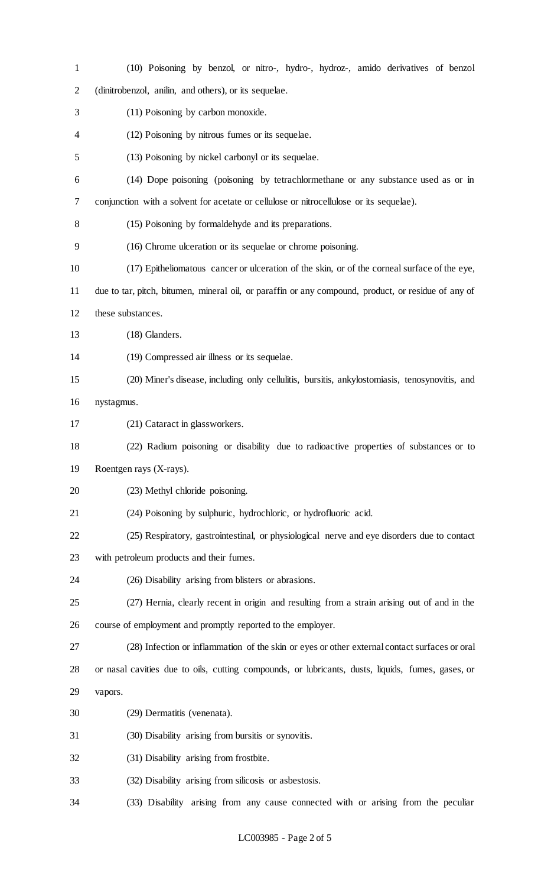(10) Poisoning by benzol, or nitro-, hydro-, hydroz-, amido derivatives of benzol (dinitrobenzol, anilin, and others), or its sequelae.

(11) Poisoning by carbon monoxide.

(12) Poisoning by nitrous fumes or its sequelae.

(13) Poisoning by nickel carbonyl or its sequelae.

(14) Dope poisoning (poisoning by tetrachlormethane or any substance used as or in conjunction with a solvent for acetate or cellulose or nitrocellulose or its sequelae).

(15) Poisoning by formaldehyde and its preparations.

(16) Chrome ulceration or its sequelae or chrome poisoning.

(17) Epitheliomatous cancer or ulceration of the skin, or of the corneal surface of the eye, due to tar, pitch, bitumen, mineral oil, or paraffin or any compound, product, or residue of any of these substances.

(18) Glanders.

(19) Compressed air illness or its sequelae.

(20) Miner's disease, including only cellulitis, bursitis, ankylostomiasis, tenosynovitis, and nystagmus.

(21) Cataract in glassworkers.

(22) Radium poisoning or disability due to radioactive properties of substances or to Roentgen rays (X-rays).

(23) Methyl chloride poisoning.

(24) Poisoning by sulphuric, hydrochloric, or hydrofluoric acid.

(25) Respiratory, gastrointestinal, or physiological nerve and eye disorders due to contact with petroleum products and their fumes.

(26) Disability arising from blisters or abrasions.

(27) Hernia, clearly recent in origin and resulting from a strain arising out of and in the course of employment and promptly reported to the employer.

(28) Infection or inflammation of the skin or eyes or other external contact surfaces or oral or nasal cavities due to oils, cutting compounds, or lubricants, dusts, liquids, fumes, gases, or vapors.

(29) Dermatitis (venenata).

(30) Disability arising from bursitis or synovitis.

(31) Disability arising from frostbite.

(32) Disability arising from silicosis or asbestosis.

(33) Disability arising from any cause connected with or arising from the peculiar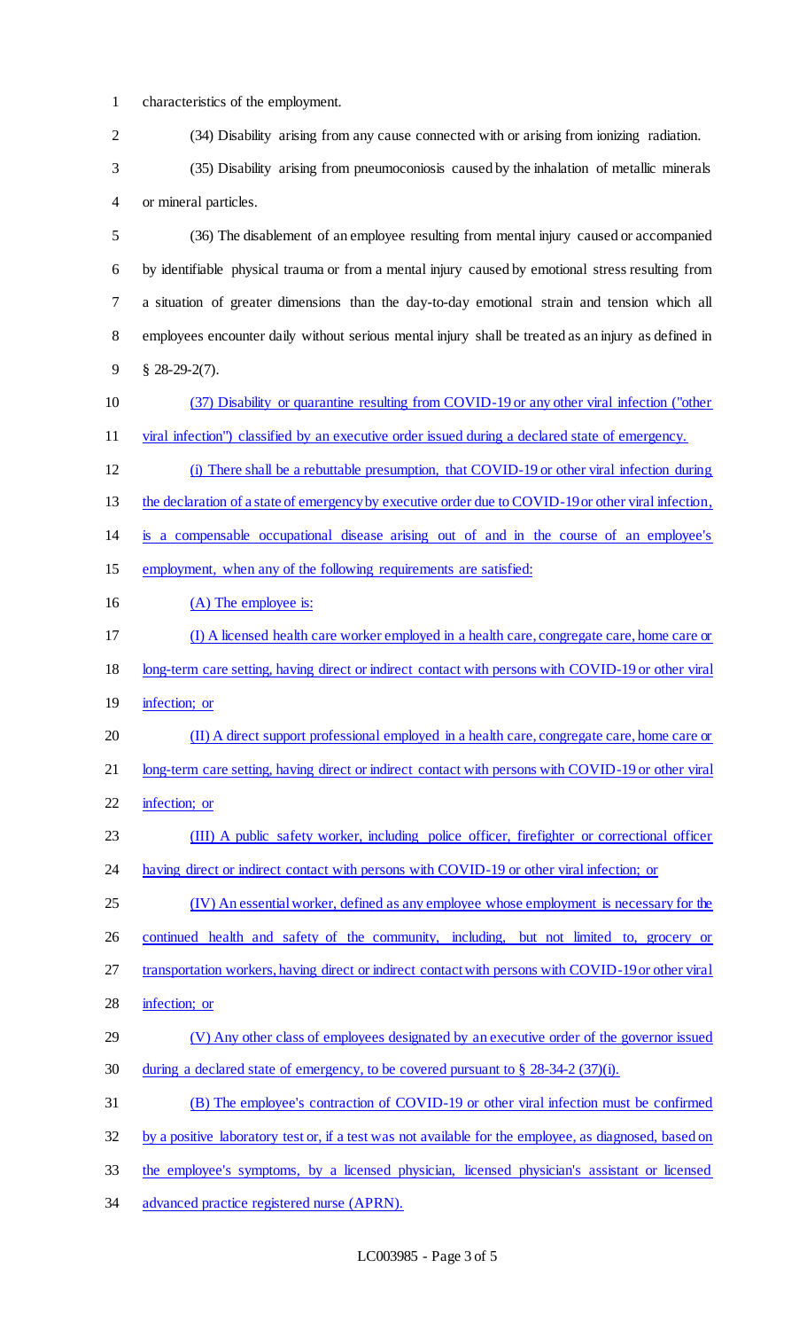characteristics of the employment.

(34) Disability arising from any cause connected with or arising from ionizing radiation.

(35) Disability arising from pneumoconiosis caused by the inhalation of metallic minerals or mineral particles.

(36) The disablement of an employee resulting from mental injury caused or accompanied by identifiable physical trauma or from a mental injury caused by emotional stress resulting from a situation of greater dimensions than the day-to-day emotional strain and tension which all employees encounter daily without serious mental injury shall be treated as an injury as defined in § 28-29-2(7).

(37) Disability or quarantine resulting from COVID-19 or any other viral infection ("other viral infection") classified by an executive order issued during a declared state of emergency.

(i) There shall be a rebuttable presumption, that COVID-19 or other viral infection during the declaration of a state of emergency by executive order due to COVID-19 or other viral infection, is a compensable occupational disease arising out of and in the course of an employee's employment, when any of the following requirements are satisfied:

(A) The employee is:

(I) A licensed health care worker employed in a health care, congregate care, home care or long-term care setting, having direct or indirect contact with persons with COVID-19 or other viral infection; or

(II) A direct support professional employed in a health care, congregate care, home care or long-term care setting, having direct or indirect contact with persons with COVID-19 or other viral infection; or

(III) A public safety worker, including police officer, firefighter or correctional officer having direct or indirect contact with persons with COVID-19 or other viral infection; or

(IV) An essential worker, defined as any employee whose employment is necessary for the continued health and safety of the community, including, but not limited to, grocery or transportation workers, having direct or indirect contact with persons with COVID-19 or other viral infection; or

(V) Any other class of employees designated by an executive order of the governor issued during a declared state of emergency, to be covered pursuant to § 28-34-2 (37)(i).

(B) The employee's contraction of COVID-19 or other viral infection must be confirmed by a positive laboratory test or, if a test was not available for the employee, as diagnosed, based on the employee's symptoms, by a licensed physician, licensed physician's assistant or licensed advanced practice registered nurse (APRN).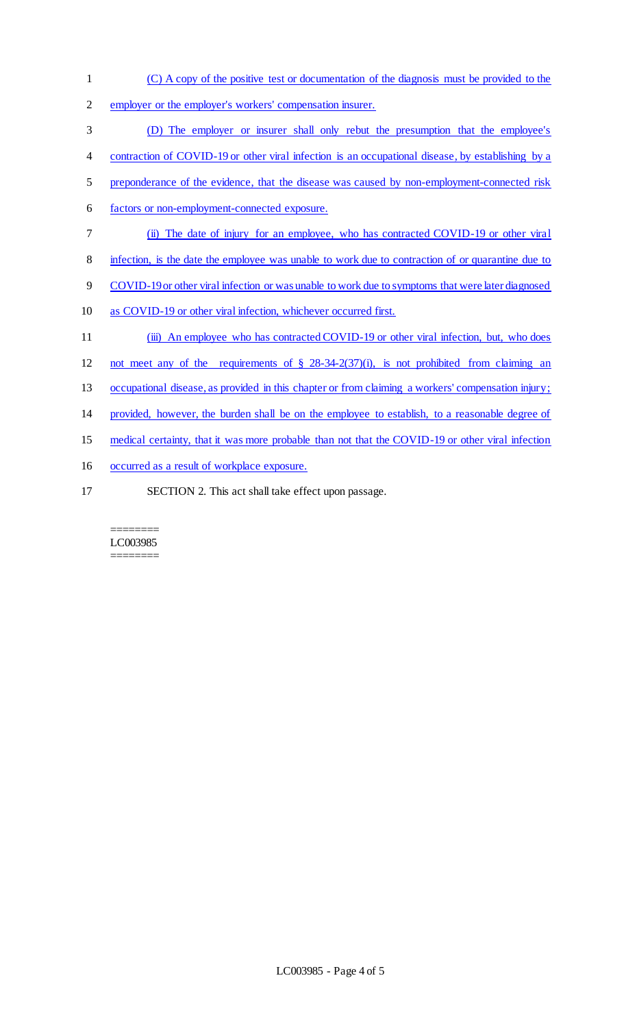(C) A copy of the positive test or documentation of the diagnosis must be provided to the employer or the employer's workers' compensation insurer.

(D) The employer or insurer shall only rebut the presumption that the employee's contraction of COVID-19 or other viral infection is an occupational disease, by establishing by a preponderance of the evidence, that the disease was caused by non-employment-connected risk factors or non-employment-connected exposure.

(ii) The date of injury for an employee, who has contracted COVID-19 or other viral infection, is the date the employee was unable to work due to contraction of or quarantine due to COVID-19 or other viral infection or was unable to work due to symptoms that were later diagnosed as COVID-19 or other viral infection, whichever occurred first.

(iii) An employee who has contracted COVID-19 or other viral infection, but, who does not meet any of the requirements of § 28-34-2(37)(i), is not prohibited from claiming an occupational disease, as provided in this chapter or from claiming a workers' compensation injury; provided, however, the burden shall be on the employee to establish, to a reasonable degree of medical certainty, that it was more probable than not that the COVID-19 or other viral infection occurred as a result of workplace exposure.

SECTION 2. This act shall take effect upon passage.

========
LC003985
========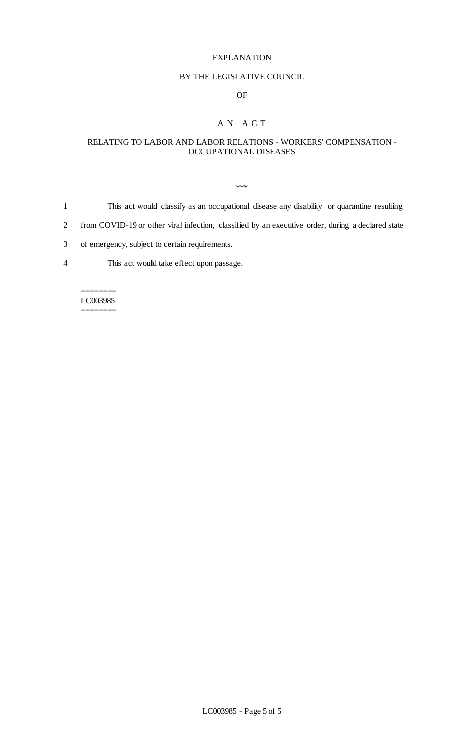EXPLANATION

BY THE LEGISLATIVE COUNCIL

OF

# A N A C T

RELATING TO LABOR AND LABOR RELATIONS - WORKERS' COMPENSATION - OCCUPATIONAL DISEASES

***

1 This act would classify as an occupational disease any disability or quarantine resulting
2 from COVID-19 or other viral infection, classified by an executive order, during a declared state
3 of emergency, subject to certain requirements.
4 This act would take effect upon passage.

========
LC003985
========